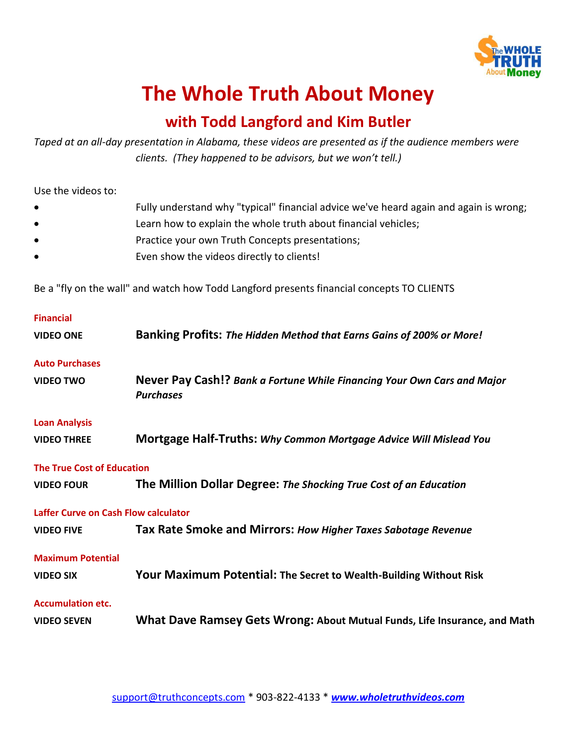# The Whole Truth About Money

## with Todd Langford and Kim Butler

*Taped at an all-day presentation in Alabama, these videos are presented as if the audience members were clients. (They happened to be advisors, but we won't tell.)*

Use the videos to:

- Fully understand why "typical" financial advice we've heard again and again is wrong;
- Learn how to explain the whole truth about financial vehicles;
- Practice your own Truth Concepts presentations;
- Even show the videos directly to clients!

Be a "fly on the wall" and watch how Todd Langford presents financial concepts TO CLIENTS

**Financial**

**VIDEO ONE** **Banking Profits:** ***The Hidden Method that Earns Gains of 200% or More!***

**Auto Purchases**

**VIDEO TWO** **Never Pay Cash!?** ***Bank a Fortune While Financing Your Own Cars and Major Purchases***

**Loan Analysis**

**VIDEO THREE** **Mortgage Half-Truths:** ***Why Common Mortgage Advice Will Mislead You***

**The True Cost of Education**

**VIDEO FOUR** **The Million Dollar Degree:** ***The Shocking True Cost of an Education***

**Laffer Curve on Cash Flow calculator**

**VIDEO FIVE** **Tax Rate Smoke and Mirrors:** ***How Higher Taxes Sabotage Revenue***

**Maximum Potential**

**VIDEO SIX** **Your Maximum Potential: The Secret to Wealth-Building Without Risk**

**Accumulation etc.**

**VIDEO SEVEN** **What Dave Ramsey Gets Wrong: About Mutual Funds, Life Insurance, and Math**

support@truthconcepts.com * 903-822-4133 * ***www.wholetruthvideos.com***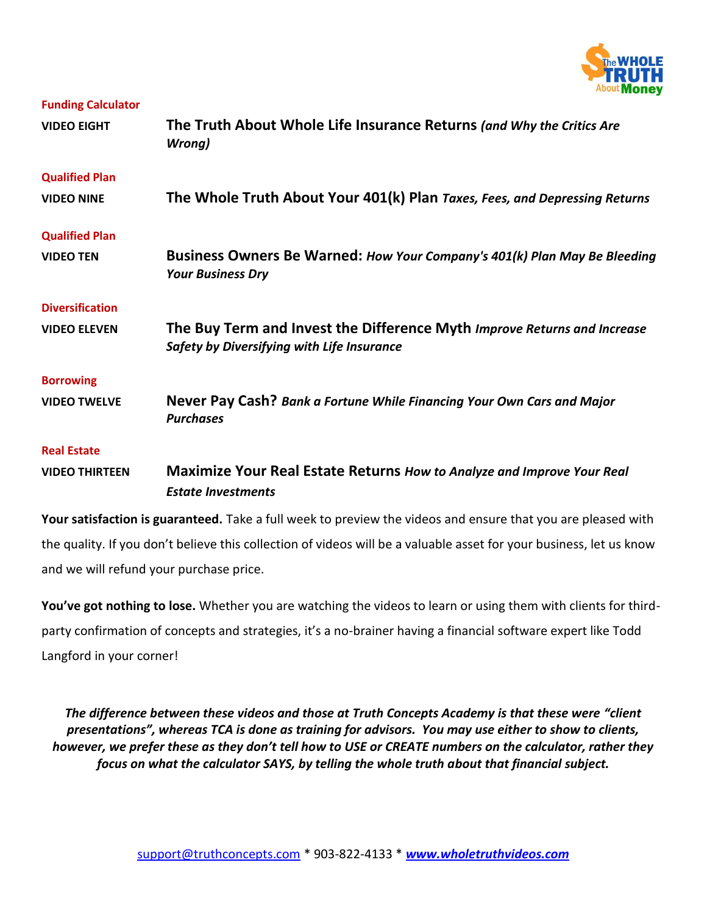**Funding Calculator**

**VIDEO EIGHT** — **The Truth About Whole Life Insurance Returns** ***(and Why the Critics Are Wrong)***

**Qualified Plan**

**VIDEO NINE** — **The Whole Truth About Your 401(k) Plan** ***Taxes, Fees, and Depressing Returns***

**Qualified Plan**

**VIDEO TEN** — **Business Owners Be Warned:** ***How Your Company's 401(k) Plan May Be Bleeding Your Business Dry***

**Diversification**

**VIDEO ELEVEN** — **The Buy Term and Invest the Difference Myth** ***Improve Returns and Increase Safety by Diversifying with Life Insurance***

**Borrowing**

**VIDEO TWELVE** — **Never Pay Cash?** ***Bank a Fortune While Financing Your Own Cars and Major Purchases***

**Real Estate**

**VIDEO THIRTEEN** — **Maximize Your Real Estate Returns** ***How to Analyze and Improve Your Real Estate Investments***

**Your satisfaction is guaranteed.** Take a full week to preview the videos and ensure that you are pleased with the quality. If you don't believe this collection of videos will be a valuable asset for your business, let us know and we will refund your purchase price.

**You've got nothing to lose.** Whether you are watching the videos to learn or using them with clients for third-party confirmation of concepts and strategies, it's a no-brainer having a financial software expert like Todd Langford in your corner!

***The difference between these videos and those at Truth Concepts Academy is that these were "client presentations", whereas TCA is done as training for advisors. You may use either to show to clients, however, we prefer these as they don't tell how to USE or CREATE numbers on the calculator, rather they focus on what the calculator SAYS, by telling the whole truth about that financial subject.***

support@truthconcepts.com * 903-822-4133 * ***www.wholetruthvideos.com***